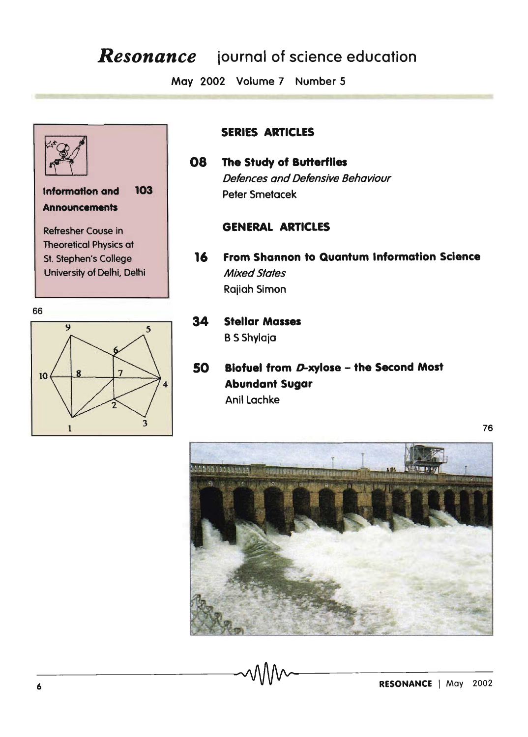# *Resonance* journal of science education

May 2002 Volume 7 Number 5

**Information and Announcements** 103

Refresher Couse in Theoretical Physics at St. Stephen's College University of Delhi, Delhi

66

## SERIES ARTICLES

**08 The Study of Butterflies**
*Defences and Defensive Behaviour*
Peter Smetacek

## GENERAL ARTICLES

**16 From Shannon to Quantum Information Science**
*Mixed States*
Rajiah Simon

**34 Stellar Masses**
B S Shylaja

**50 Biofuel from *D*-xylose – the Second Most Abundant Sugar**
Anil Lachke

76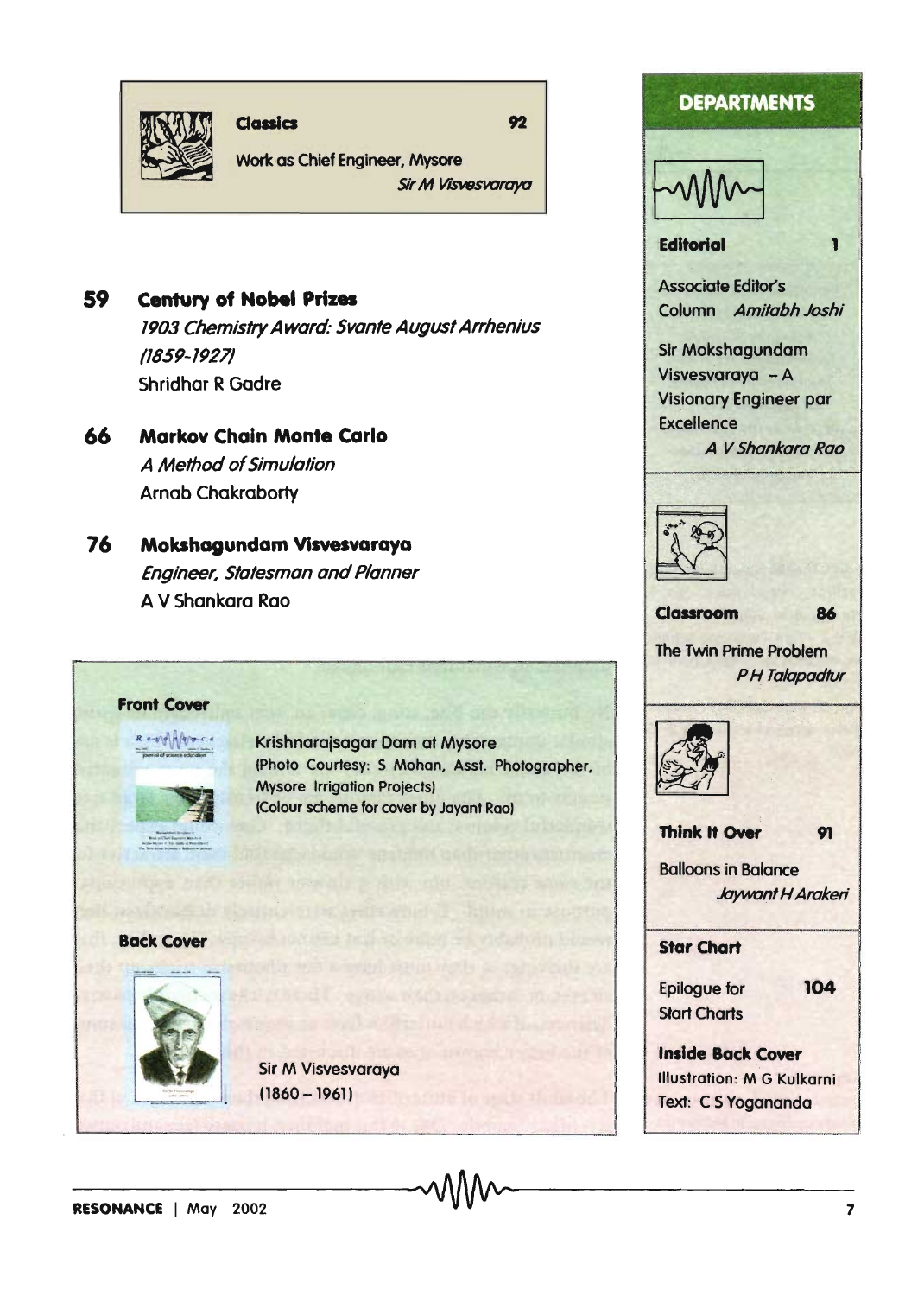**Classics** 92

Work as Chief Engineer, Mysore

*Sir M Visvesvaraya*

**59 Century of Nobel Prizes**

*1903 Chemistry Award: Svante August Arrhenius (1859-1927)*

Shridhar R Gadre

**66 Markov Chain Monte Carlo**

*A Method of Simulation*

Arnab Chakraborty

**76 Mokshagundam Visvesvaraya**

*Engineer, Statesman and Planner*

A V Shankara Rao

**Front Cover**

Krishnarajsagar Dam at Mysore (Photo Courtesy: S Mohan, Asst. Photographer, Mysore Irrigation Projects) (Colour scheme for cover by Jayant Rao)

**Back Cover**

Sir M Visvesvaraya (1860 – 1961)

## DEPARTMENTS

**Editorial** 1

Associate Editor's Column *Amitabh Joshi*

Sir Mokshagundam Visvesvaraya – A Visionary Engineer par Excellence

*A V Shankara Rao*

**Classroom** 86

The Twin Prime Problem

*P H Talapadtur*

**Think It Over** 91

Balloons in Balance

*Jaywant H Arakeri*

**Star Chart**

Epilogue for Start Charts 104

**Inside Back Cover**

Illustration: M G Kulkarni

Text: C S Yogananda